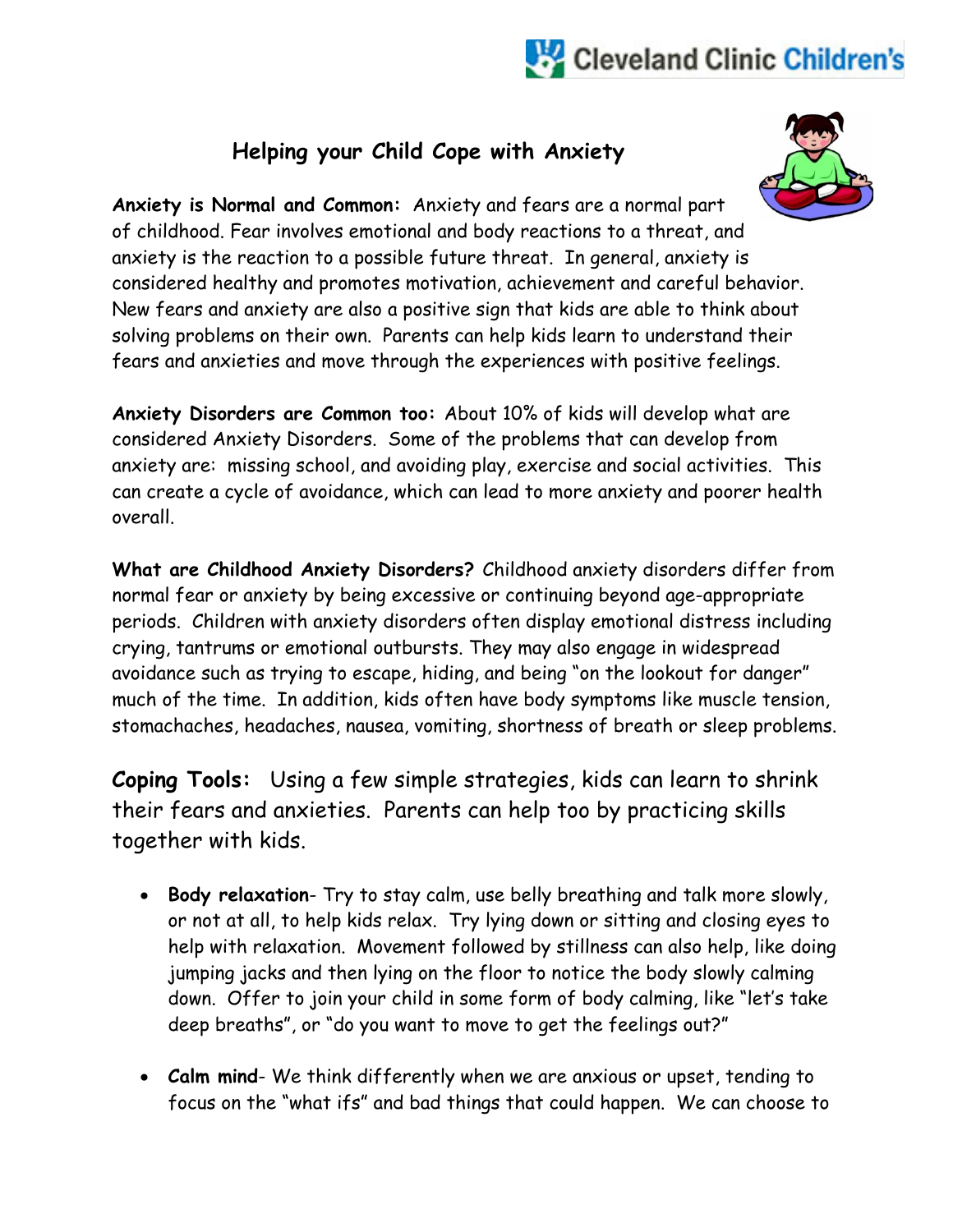# Helping your Child Cope with Anxiety

**Anxiety is Normal and Common:** Anxiety and fears are a normal part of childhood. Fear involves emotional and body reactions to a threat, and anxiety is the reaction to a possible future threat. In general, anxiety is considered healthy and promotes motivation, achievement and careful behavior. New fears and anxiety are also a positive sign that kids are able to think about solving problems on their own. Parents can help kids learn to understand their fears and anxieties and move through the experiences with positive feelings.

**Anxiety Disorders are Common too:** About 10% of kids will develop what are considered Anxiety Disorders. Some of the problems that can develop from anxiety are: missing school, and avoiding play, exercise and social activities. This can create a cycle of avoidance, which can lead to more anxiety and poorer health overall.

**What are Childhood Anxiety Disorders?** Childhood anxiety disorders differ from normal fear or anxiety by being excessive or continuing beyond age-appropriate periods. Children with anxiety disorders often display emotional distress including crying, tantrums or emotional outbursts. They may also engage in widespread avoidance such as trying to escape, hiding, and being "on the lookout for danger" much of the time. In addition, kids often have body symptoms like muscle tension, stomachaches, headaches, nausea, vomiting, shortness of breath or sleep problems.

**Coping Tools:** Using a few simple strategies, kids can learn to shrink their fears and anxieties. Parents can help too by practicing skills together with kids.

- **Body relaxation**- Try to stay calm, use belly breathing and talk more slowly, or not at all, to help kids relax. Try lying down or sitting and closing eyes to help with relaxation. Movement followed by stillness can also help, like doing jumping jacks and then lying on the floor to notice the body slowly calming down. Offer to join your child in some form of body calming, like "let's take deep breaths", or "do you want to move to get the feelings out?"

- **Calm mind**- We think differently when we are anxious or upset, tending to focus on the "what ifs" and bad things that could happen. We can choose to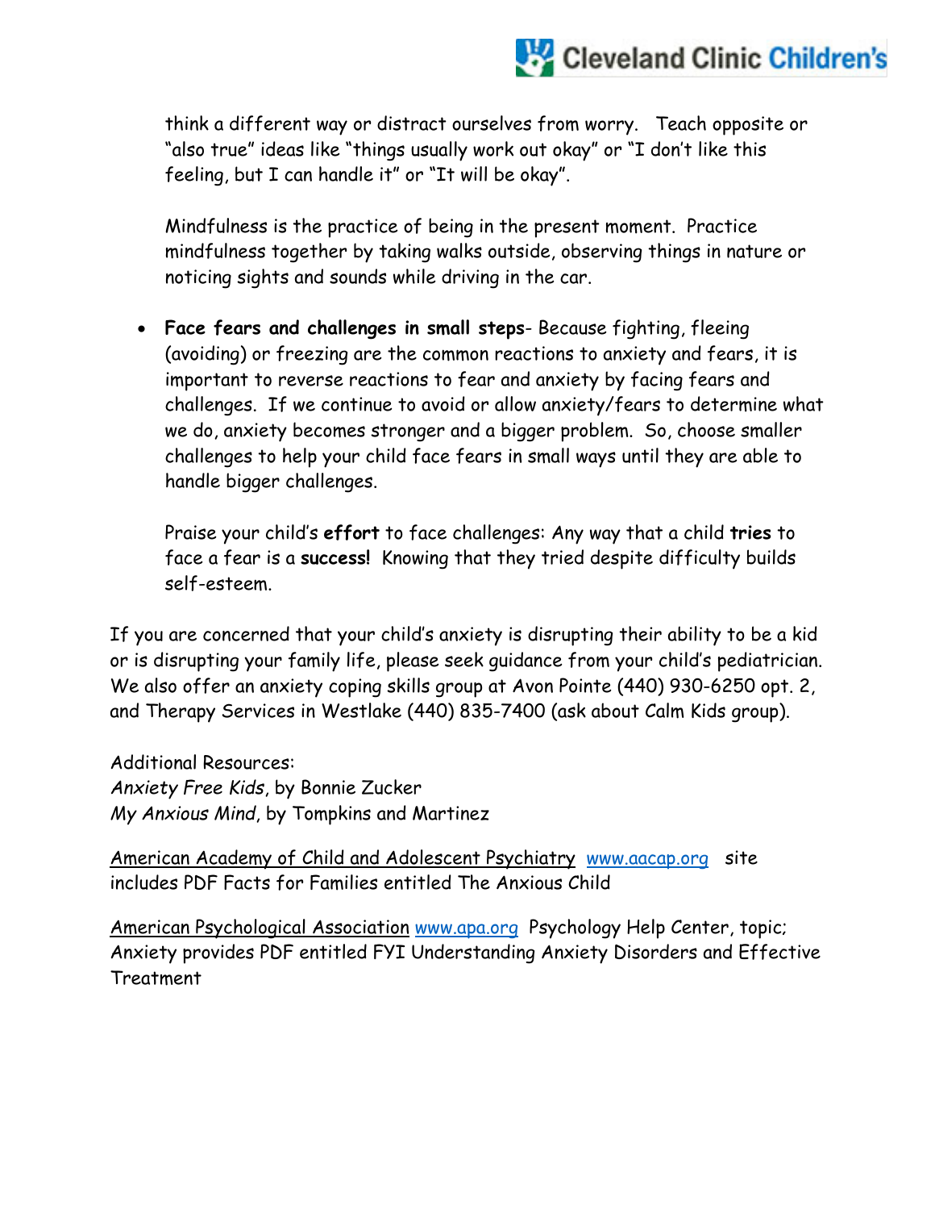think a different way or distract ourselves from worry. Teach opposite or "also true" ideas like "things usually work out okay" or "I don't like this feeling, but I can handle it" or "It will be okay".

Mindfulness is the practice of being in the present moment. Practice mindfulness together by taking walks outside, observing things in nature or noticing sights and sounds while driving in the car.

- **Face fears and challenges in small steps**- Because fighting, fleeing (avoiding) or freezing are the common reactions to anxiety and fears, it is important to reverse reactions to fear and anxiety by facing fears and challenges. If we continue to avoid or allow anxiety/fears to determine what we do, anxiety becomes stronger and a bigger problem. So, choose smaller challenges to help your child face fears in small ways until they are able to handle bigger challenges.

  Praise your child's **effort** to face challenges: Any way that a child **tries** to face a fear is a **success!** Knowing that they tried despite difficulty builds self-esteem.

If you are concerned that your child's anxiety is disrupting their ability to be a kid or is disrupting your family life, please seek guidance from your child's pediatrician. We also offer an anxiety coping skills group at Avon Pointe (440) 930-6250 opt. 2, and Therapy Services in Westlake (440) 835-7400 (ask about Calm Kids group).

Additional Resources:
*Anxiety Free Kids*, by Bonnie Zucker
*My Anxious Mind*, by Tompkins and Martinez

American Academy of Child and Adolescent Psychiatry www.aacap.org site includes PDF Facts for Families entitled The Anxious Child

American Psychological Association www.apa.org Psychology Help Center, topic; Anxiety provides PDF entitled FYI Understanding Anxiety Disorders and Effective Treatment